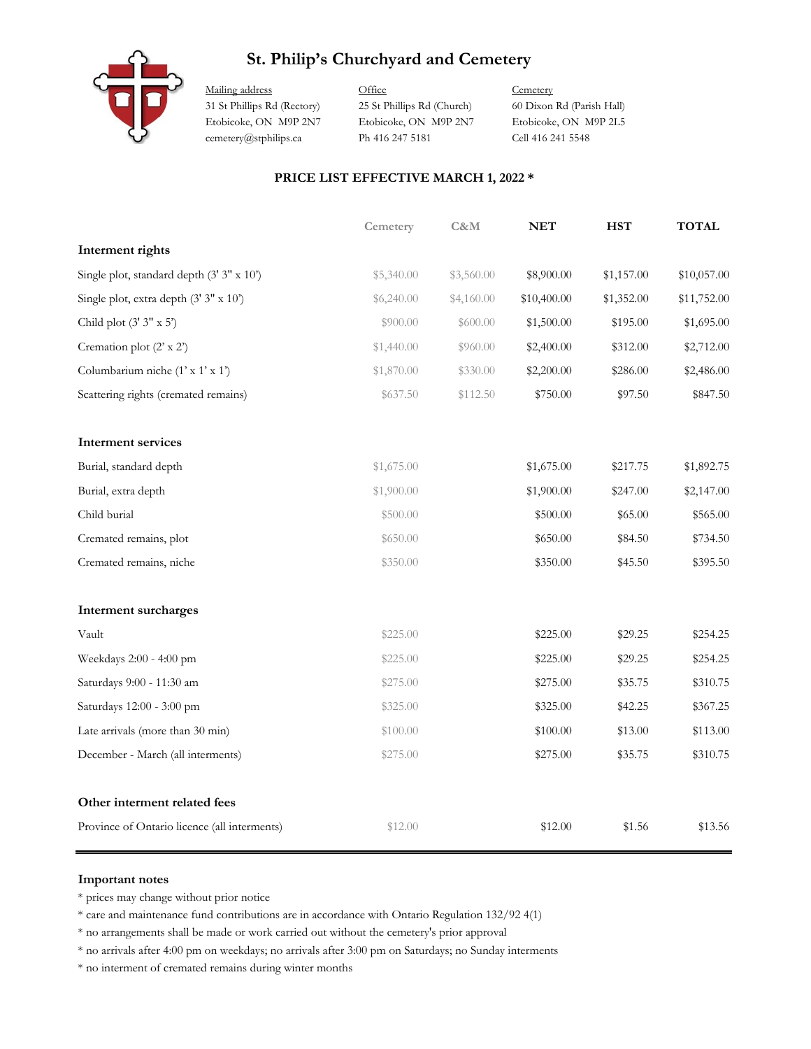# St. Philip's Churchyard and Cemetery

| Mailing address | Office | Cemetery |
|---|---|---|
| 31 St Phillips Rd (Rectory) | 25 St Phillips Rd (Church) | 60 Dixon Rd (Parish Hall) |
| Etobicoke, ON M9P 2N7 | Etobicoke, ON M9P 2N7 | Etobicoke, ON M9P 2L5 |
| cemetery@stphilips.ca | Ph 416 247 5181 | Cell 416 241 5548 |

## PRICE LIST EFFECTIVE MARCH 1, 2022 *

| | Cemetery | C&M | NET | HST | TOTAL |
|---|---|---|---|---|---|
| **Interment rights** | | | | | |
| Single plot, standard depth (3' 3" x 10') | $5,340.00 | $3,560.00 | $8,900.00 | $1,157.00 | $10,057.00 |
| Single plot, extra depth (3' 3" x 10') | $6,240.00 | $4,160.00 | $10,400.00 | $1,352.00 | $11,752.00 |
| Child plot (3' 3" x 5') | $900.00 | $600.00 | $1,500.00 | $195.00 | $1,695.00 |
| Cremation plot (2' x 2') | $1,440.00 | $960.00 | $2,400.00 | $312.00 | $2,712.00 |
| Columbarium niche (1' x 1' x 1') | $1,870.00 | $330.00 | $2,200.00 | $286.00 | $2,486.00 |
| Scattering rights (cremated remains) | $637.50 | $112.50 | $750.00 | $97.50 | $847.50 |
| **Interment services** | | | | | |
| Burial, standard depth | $1,675.00 | | $1,675.00 | $217.75 | $1,892.75 |
| Burial, extra depth | $1,900.00 | | $1,900.00 | $247.00 | $2,147.00 |
| Child burial | $500.00 | | $500.00 | $65.00 | $565.00 |
| Cremated remains, plot | $650.00 | | $650.00 | $84.50 | $734.50 |
| Cremated remains, niche | $350.00 | | $350.00 | $45.50 | $395.50 |
| **Interment surcharges** | | | | | |
| Vault | $225.00 | | $225.00 | $29.25 | $254.25 |
| Weekdays 2:00 - 4:00 pm | $225.00 | | $225.00 | $29.25 | $254.25 |
| Saturdays 9:00 - 11:30 am | $275.00 | | $275.00 | $35.75 | $310.75 |
| Saturdays 12:00 - 3:00 pm | $325.00 | | $325.00 | $42.25 | $367.25 |
| Late arrivals (more than 30 min) | $100.00 | | $100.00 | $13.00 | $113.00 |
| December - March (all interments) | $275.00 | | $275.00 | $35.75 | $310.75 |
| **Other interment related fees** | | | | | |
| Province of Ontario licence (all interments) | $12.00 | | $12.00 | $1.56 | $13.56 |

### Important notes

* prices may change without prior notice
* care and maintenance fund contributions are in accordance with Ontario Regulation 132/92 4(1)
* no arrangements shall be made or work carried out without the cemetery's prior approval
* no arrivals after 4:00 pm on weekdays; no arrivals after 3:00 pm on Saturdays; no Sunday interments
* no interment of cremated remains during winter months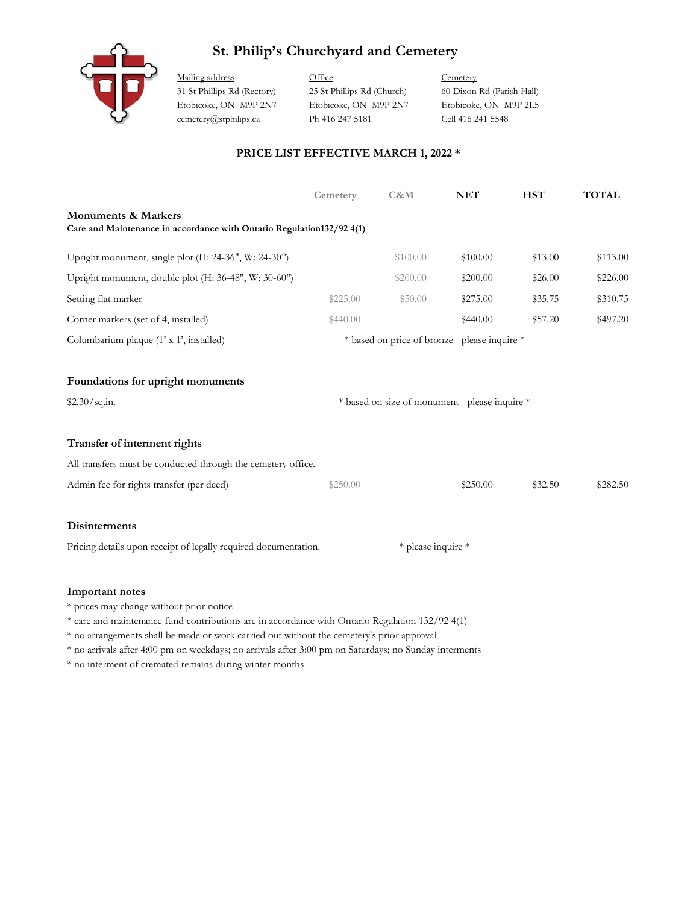# St. Philip's Churchyard and Cemetery

| Mailing address | Office | Cemetery |
|---|---|---|
| 31 St Phillips Rd (Rectory) | 25 St Phillips Rd (Church) | 60 Dixon Rd (Parish Hall) |
| Etobicoke, ON  M9P 2N7 | Etobicoke, ON  M9P 2N7 | Etobicoke, ON  M9P 2L5 |
| cemetery@stphilips.ca | Ph 416 247 5181 | Cell 416 241 5548 |

**PRICE LIST EFFECTIVE MARCH 1, 2022 ***

| | Cemetery | C&M | NET | HST | TOTAL |
|---|---|---|---|---|---|
| **Monuments & Markers** | | | | | |
| **Care and Maintenance in accordance with Ontario Regulation132/92 4(1)** | | | | | |
| Upright monument, single plot (H: 24-36", W: 24-30") | | $100.00 | $100.00 | $13.00 | $113.00 |
| Upright monument, double plot (H: 36-48", W: 30-60") | | $200.00 | $200.00 | $26.00 | $226.00 |
| Setting flat marker | $225.00 | $50.00 | $275.00 | $35.75 | $310.75 |
| Corner markers (set of 4, installed) | $440.00 | | $440.00 | $57.20 | $497.20 |
| Columbarium plaque (1' x 1', installed) | * based on price of bronze - please inquire * | | | | |
| **Foundations for upright monuments** | | | | | |
| $2.30/sq.in. | * based on size of monument - please inquire * | | | | |
| **Transfer of interment rights** | | | | | |
| All transfers must be conducted through the cemetery office. | | | | | |
| Admin fee for rights transfer (per deed) | $250.00 | | $250.00 | $32.50 | $282.50 |
| **Disinterments** | | | | | |
| Pricing details upon receipt of legally required documentation. | * please inquire * | | | | |

### Important notes

* prices may change without prior notice
* care and maintenance fund contributions are in accordance with Ontario Regulation 132/92 4(1)
* no arrangements shall be made or work carried out without the cemetery's prior approval
* no arrivals after 4:00 pm on weekdays; no arrivals after 3:00 pm on Saturdays; no Sunday interments
* no interment of cremated remains during winter months